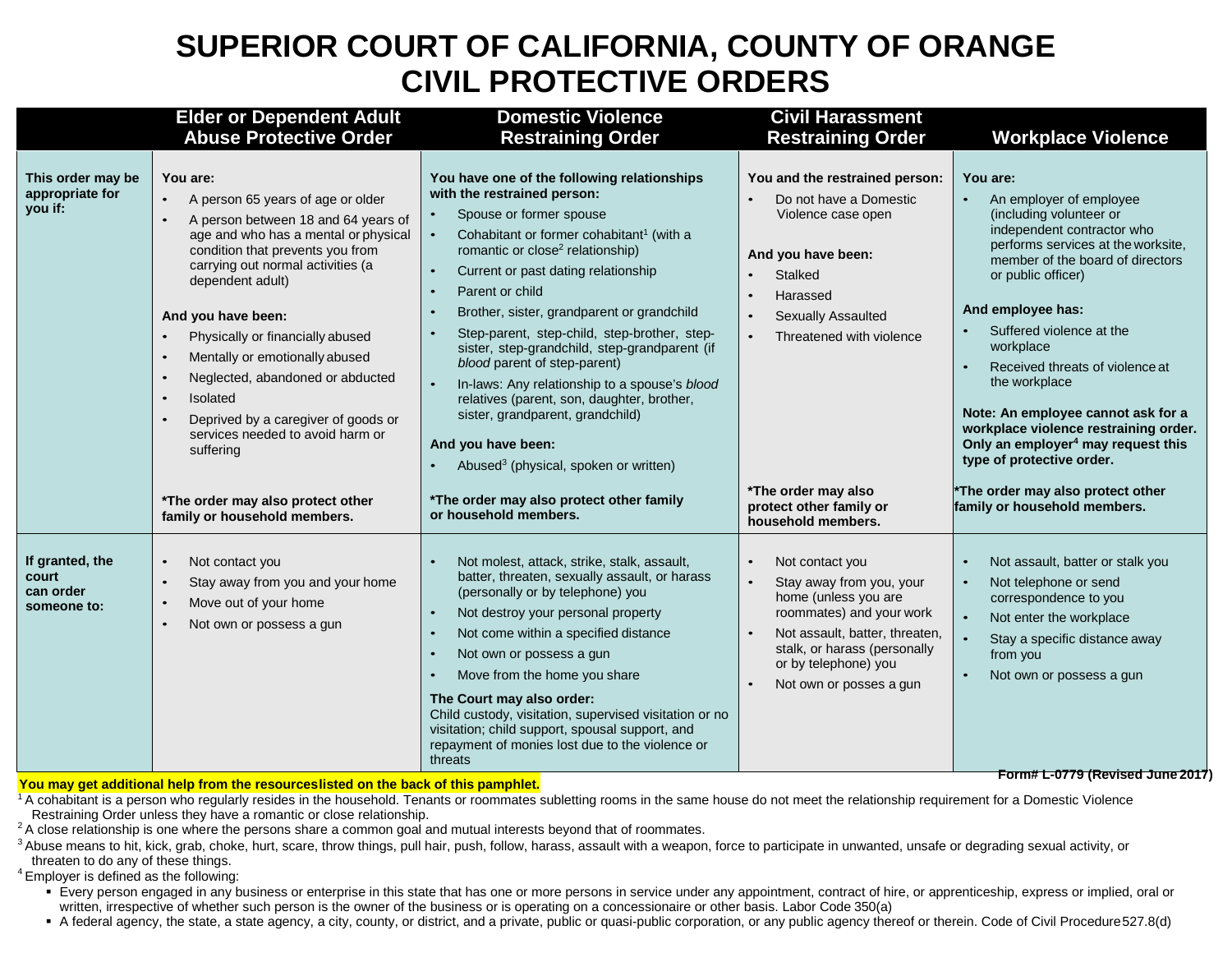# SUPERIOR COURT OF CALIFORNIA, COUNTY OF ORANGE
# CIVIL PROTECTIVE ORDERS

| | Elder or Dependent Adult Abuse Protective Order | Domestic Violence Restraining Order | Civil Harassment Restraining Order | Workplace Violence |
|---|---|---|---|---|
| **This order may be appropriate for you if:** | **You are:**<br>• A person 65 years of age or older<br>• A person between 18 and 64 years of age and who has a mental or physical condition that prevents you from carrying out normal activities (a dependent adult)<br><br>**And you have been:**<br>• Physically or financially abused<br>• Mentally or emotionally abused<br>• Neglected, abandoned or abducted<br>• Isolated<br>• Deprived by a caregiver of goods or services needed to avoid harm or suffering<br><br>**\*The order may also protect other family or household members.** | **You have one of the following relationships with the restrained person:**<br>• Spouse or former spouse<br>• Cohabitant or former cohabitant[1] (with a romantic or close[2] relationship)<br>• Current or past dating relationship<br>• Parent or child<br>• Brother, sister, grandparent or grandchild<br>• Step-parent, step-child, step-brother, step-sister, step-grandchild, step-grandparent (if *blood* parent of step-parent)<br>• In-laws: Any relationship to a spouse's *blood* relatives (parent, son, daughter, brother, sister, grandparent, grandchild)<br><br>**And you have been:**<br>• Abused[3] (physical, spoken or written)<br><br>**\*The order may also protect other family or household members.** | **You and the restrained person:**<br>• Do not have a Domestic Violence case open<br><br>**And you have been:**<br>• Stalked<br>• Harassed<br>• Sexually Assaulted<br>• Threatened with violence<br><br>**\*The order may also protect other family or household members.** | **You are:**<br>• An employer of employee (including volunteer or independent contractor who performs services at the worksite, member of the board of directors or public officer)<br><br>**And employee has:**<br>• Suffered violence at the workplace<br>• Received threats of violence at the workplace<br><br>**Note: An employee cannot ask for a workplace violence restraining order. Only an employer[4] may request this type of protective order.**<br><br>**\*The order may also protect other family or household members.** |
| **If granted, the court can order someone to:** | • Not contact you<br>• Stay away from you and your home<br>• Move out of your home<br>• Not own or possess a gun | • Not molest, attack, strike, stalk, assault, batter, threaten, sexually assault, or harass (personally or by telephone) you<br>• Not destroy your personal property<br>• Not come within a specified distance<br>• Not own or possess a gun<br>• Move from the home you share<br><br>**The Court may also order:**<br>Child custody, visitation, supervised visitation or no visitation; child support, spousal support, and repayment of monies lost due to the violence or threats | • Not contact you<br>• Stay away from you, your home (unless you are roommates) and your work<br>• Not assault, batter, threaten, stalk, or harass (personally or by telephone) you<br>• Not own or posses a gun | • Not assault, batter or stalk you<br>• Not telephone or send correspondence to you<br>• Not enter the workplace<br>• Stay a specific distance away from you<br>• Not own or possess a gun |

**You may get additional help from the resources listed on the back of this pamphlet.**

**Form# L-0779 (Revised June 2017)**

[1] A cohabitant is a person who regularly resides in the household. Tenants or roommates subletting rooms in the same house do not meet the relationship requirement for a Domestic Violence Restraining Order unless they have a romantic or close relationship.

[2] A close relationship is one where the persons share a common goal and mutual interests beyond that of roommates.

[3] Abuse means to hit, kick, grab, choke, hurt, scare, throw things, pull hair, push, follow, harass, assault with a weapon, force to participate in unwanted, unsafe or degrading sexual activity, or threaten to do any of these things.

[4] Employer is defined as the following:

- Every person engaged in any business or enterprise in this state that has one or more persons in service under any appointment, contract of hire, or apprenticeship, express or implied, oral or written, irrespective of whether such person is the owner of the business or is operating on a concessionaire or other basis. Labor Code 350(a)
- A federal agency, the state, a state agency, a city, county, or district, and a private, public or quasi-public corporation, or any public agency thereof or therein. Code of Civil Procedure 527.8(d)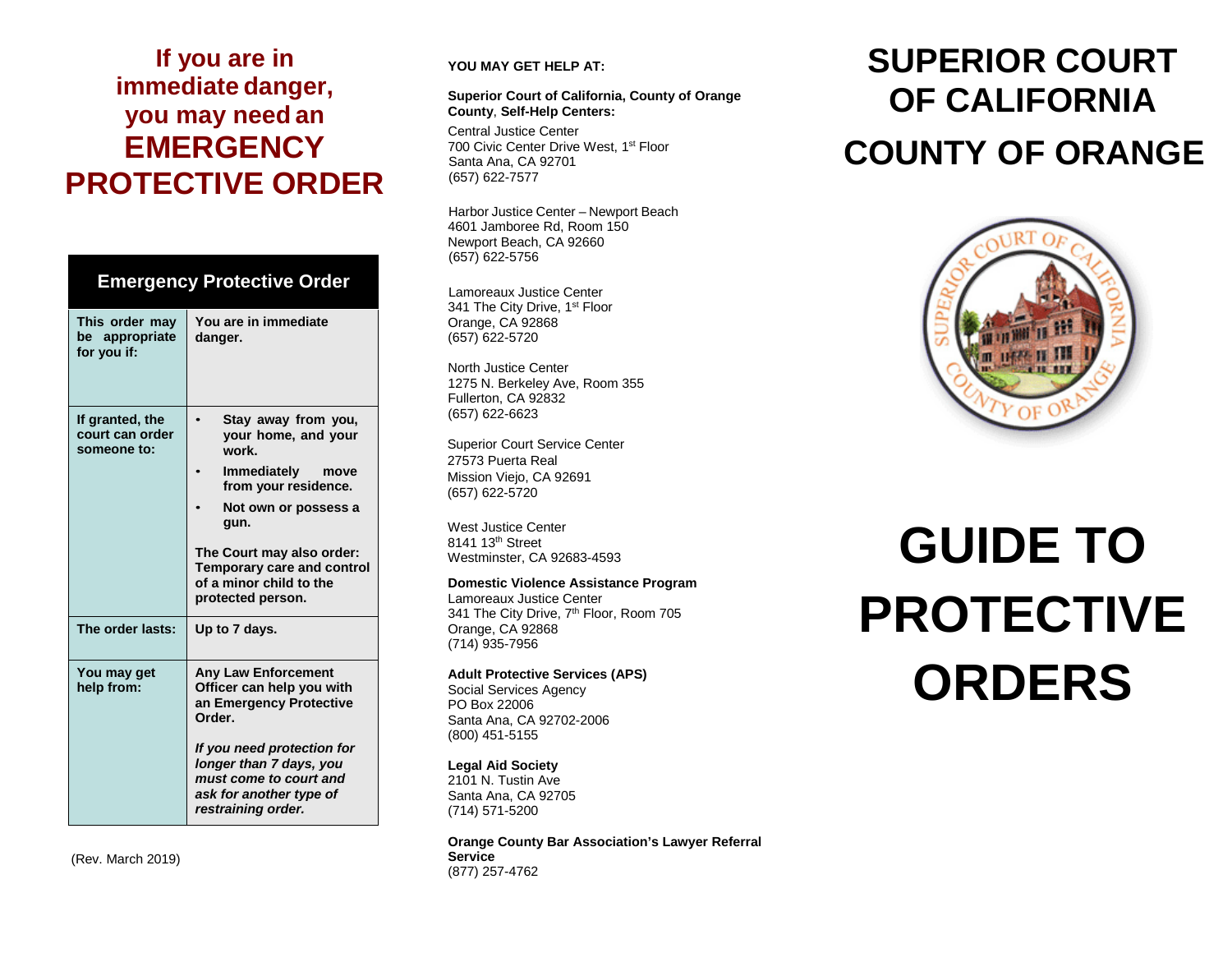# If you are in immediate danger, you may need an EMERGENCY PROTECTIVE ORDER

| Emergency Protective Order | |
|---|---|
| **This order may be appropriate for you if:** | **You are in immediate danger.** |
| **If granted, the court can order someone to:** | • **Stay away from you, your home, and your work.** <br> • **Immediately move from your residence.** <br> • **Not own or possess a gun.** <br><br> **The Court may also order: Temporary care and control of a minor child to the protected person.** |
| **The order lasts:** | **Up to 7 days.** |
| **You may get help from:** | **Any Law Enforcement Officer can help you with an Emergency Protective Order.** <br><br> ***If you need protection for longer than 7 days, you must come to court and ask for another type of restraining order.*** |

(Rev. March 2019)

**YOU MAY GET HELP AT:**

**Superior Court of California, County of Orange County, Self-Help Centers:**

Central Justice Center
700 Civic Center Drive West, 1st Floor
Santa Ana, CA 92701
(657) 622-7577

Harbor Justice Center – Newport Beach
4601 Jamboree Rd, Room 150
Newport Beach, CA 92660
(657) 622-5756

Lamoreaux Justice Center
341 The City Drive, 1st Floor
Orange, CA 92868
(657) 622-5720

North Justice Center
1275 N. Berkeley Ave, Room 355
Fullerton, CA 92832
(657) 622-6623

Superior Court Service Center
27573 Puerta Real
Mission Viejo, CA 92691
(657) 622-5720

West Justice Center
8141 13th Street
Westminster, CA 92683-4593

**Domestic Violence Assistance Program**
Lamoreaux Justice Center
341 The City Drive, 7th Floor, Room 705
Orange, CA 92868
(714) 935-7956

**Adult Protective Services (APS)**
Social Services Agency
PO Box 22006
Santa Ana, CA 92702-2006
(800) 451-5155

**Legal Aid Society**
2101 N. Tustin Ave
Santa Ana, CA 92705
(714) 571-5200

**Orange County Bar Association's Lawyer Referral Service**
(877) 257-4762

# SUPERIOR COURT OF CALIFORNIA

# COUNTY OF ORANGE

# GUIDE TO PROTECTIVE ORDERS